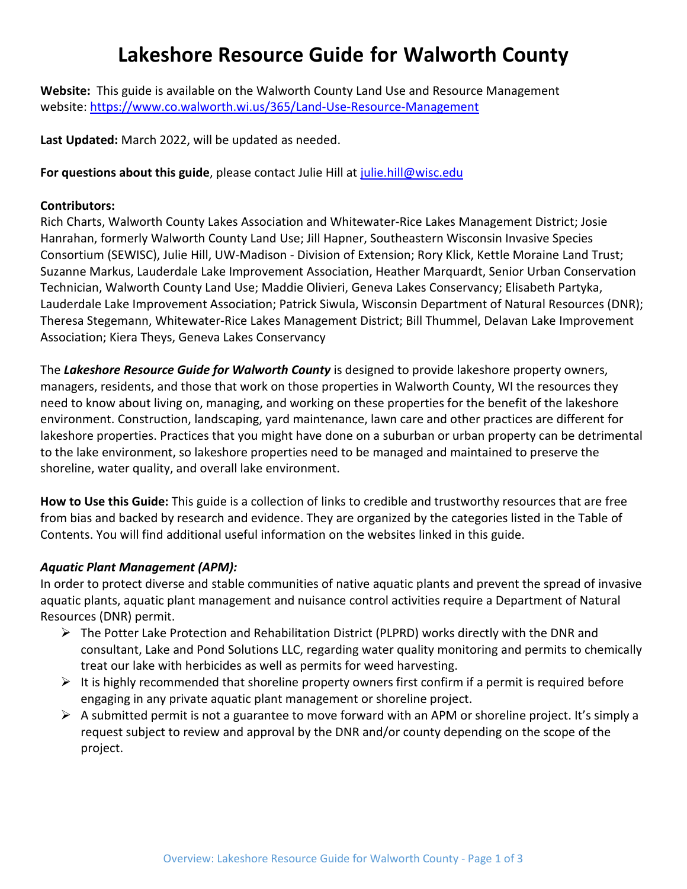# Lakeshore Resource Guide for Walworth County

**Website:** This guide is available on the Walworth County Land Use and Resource Management website: https://www.co.walworth.wi.us/365/Land-Use-Resource-Management

**Last Updated:** March 2022, will be updated as needed.

**For questions about this guide**, please contact Julie Hill at julie.hill@wisc.edu

**Contributors:**
Rich Charts, Walworth County Lakes Association and Whitewater-Rice Lakes Management District; Josie Hanrahan, formerly Walworth County Land Use; Jill Hapner, Southeastern Wisconsin Invasive Species Consortium (SEWISC), Julie Hill, UW-Madison - Division of Extension; Rory Klick, Kettle Moraine Land Trust; Suzanne Markus, Lauderdale Lake Improvement Association, Heather Marquardt, Senior Urban Conservation Technician, Walworth County Land Use; Maddie Olivieri, Geneva Lakes Conservancy; Elisabeth Partyka, Lauderdale Lake Improvement Association; Patrick Siwula, Wisconsin Department of Natural Resources (DNR); Theresa Stegemann, Whitewater-Rice Lakes Management District; Bill Thummel, Delavan Lake Improvement Association; Kiera Theys, Geneva Lakes Conservancy

The ***Lakeshore Resource Guide for Walworth County*** is designed to provide lakeshore property owners, managers, residents, and those that work on those properties in Walworth County, WI the resources they need to know about living on, managing, and working on these properties for the benefit of the lakeshore environment. Construction, landscaping, yard maintenance, lawn care and other practices are different for lakeshore properties. Practices that you might have done on a suburban or urban property can be detrimental to the lake environment, so lakeshore properties need to be managed and maintained to preserve the shoreline, water quality, and overall lake environment.

**How to Use this Guide:** This guide is a collection of links to credible and trustworthy resources that are free from bias and backed by research and evidence. They are organized by the categories listed in the Table of Contents. You will find additional useful information on the websites linked in this guide.

***Aquatic Plant Management (APM):***
In order to protect diverse and stable communities of native aquatic plants and prevent the spread of invasive aquatic plants, aquatic plant management and nuisance control activities require a Department of Natural Resources (DNR) permit.

- The Potter Lake Protection and Rehabilitation District (PLPRD) works directly with the DNR and consultant, Lake and Pond Solutions LLC, regarding water quality monitoring and permits to chemically treat our lake with herbicides as well as permits for weed harvesting.
- It is highly recommended that shoreline property owners first confirm if a permit is required before engaging in any private aquatic plant management or shoreline project.
- A submitted permit is not a guarantee to move forward with an APM or shoreline project. It's simply a request subject to review and approval by the DNR and/or county depending on the scope of the project.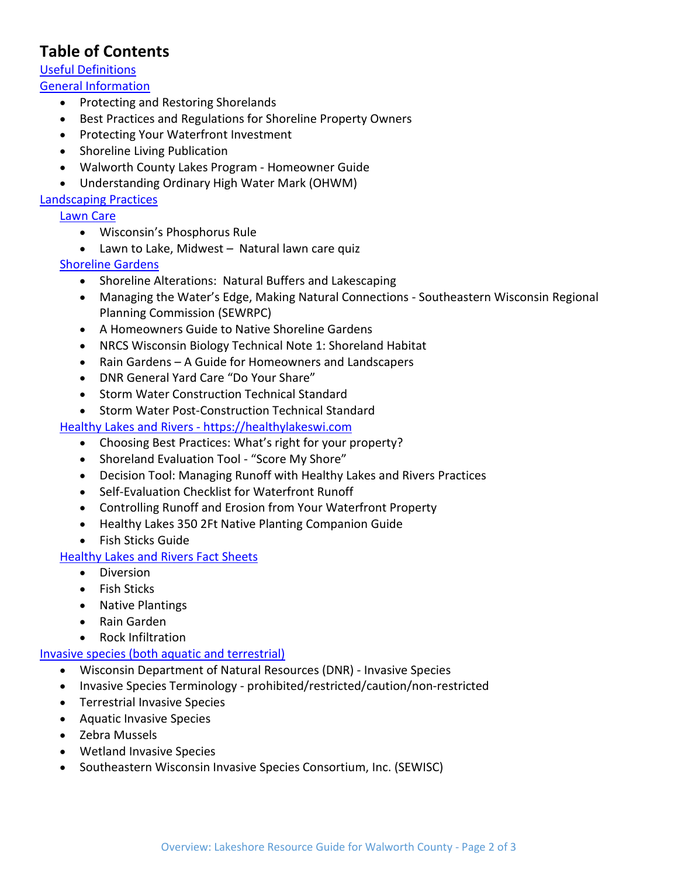# Table of Contents

Useful Definitions

General Information

- Protecting and Restoring Shorelands
- Best Practices and Regulations for Shoreline Property Owners
- Protecting Your Waterfront Investment
- Shoreline Living Publication
- Walworth County Lakes Program - Homeowner Guide
- Understanding Ordinary High Water Mark (OHWM)

Landscaping Practices

Lawn Care

- Wisconsin's Phosphorus Rule
- Lawn to Lake, Midwest – Natural lawn care quiz

Shoreline Gardens

- Shoreline Alterations: Natural Buffers and Lakescaping
- Managing the Water's Edge, Making Natural Connections - Southeastern Wisconsin Regional Planning Commission (SEWRPC)
- A Homeowners Guide to Native Shoreline Gardens
- NRCS Wisconsin Biology Technical Note 1: Shoreland Habitat
- Rain Gardens – A Guide for Homeowners and Landscapers
- DNR General Yard Care "Do Your Share"
- Storm Water Construction Technical Standard
- Storm Water Post-Construction Technical Standard

Healthy Lakes and Rivers - https://healthylakeswi.com

- Choosing Best Practices: What's right for your property?
- Shoreland Evaluation Tool - "Score My Shore"
- Decision Tool: Managing Runoff with Healthy Lakes and Rivers Practices
- Self-Evaluation Checklist for Waterfront Runoff
- Controlling Runoff and Erosion from Your Waterfront Property
- Healthy Lakes 350 2Ft Native Planting Companion Guide
- Fish Sticks Guide

Healthy Lakes and Rivers Fact Sheets

- Diversion
- Fish Sticks
- Native Plantings
- Rain Garden
- Rock Infiltration

Invasive species (both aquatic and terrestrial)

- Wisconsin Department of Natural Resources (DNR) - Invasive Species
- Invasive Species Terminology - prohibited/restricted/caution/non-restricted
- Terrestrial Invasive Species
- Aquatic Invasive Species
- Zebra Mussels
- Wetland Invasive Species
- Southeastern Wisconsin Invasive Species Consortium, Inc. (SEWISC)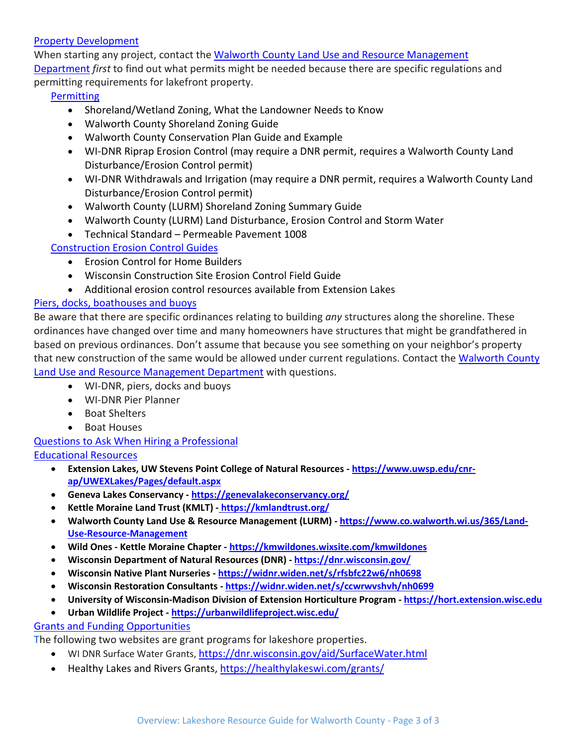[Property Development](#)

When starting any project, contact the [Walworth County Land Use and Resource Management Department](#) *first* to find out what permits might be needed because there are specific regulations and permitting requirements for lakefront property.

[Permitting](#)

- Shoreland/Wetland Zoning, What the Landowner Needs to Know
- Walworth County Shoreland Zoning Guide
- Walworth County Conservation Plan Guide and Example
- WI-DNR Riprap Erosion Control (may require a DNR permit, requires a Walworth County Land Disturbance/Erosion Control permit)
- WI-DNR Withdrawals and Irrigation (may require a DNR permit, requires a Walworth County Land Disturbance/Erosion Control permit)
- Walworth County (LURM) Shoreland Zoning Summary Guide
- Walworth County (LURM) Land Disturbance, Erosion Control and Storm Water
- Technical Standard – Permeable Pavement 1008

[Construction Erosion Control Guides](#)

- Erosion Control for Home Builders
- Wisconsin Construction Site Erosion Control Field Guide
- Additional erosion control resources available from Extension Lakes

[Piers, docks, boathouses and buoys](#)

Be aware that there are specific ordinances relating to building *any* structures along the shoreline. These ordinances have changed over time and many homeowners have structures that might be grandfathered in based on previous ordinances. Don't assume that because you see something on your neighbor's property that new construction of the same would be allowed under current regulations. Contact the [Walworth County Land Use and Resource Management Department](#) with questions.

- WI-DNR, piers, docks and buoys
- WI-DNR Pier Planner
- Boat Shelters
- Boat Houses

[Questions to Ask When Hiring a Professional](#)

[Educational Resources](#)

- **Extension Lakes, UW Stevens Point College of Natural Resources - https://www.uwsp.edu/cnr-ap/UWEXLakes/Pages/default.aspx**
- **Geneva Lakes Conservancy - https://genevalakeconservancy.org/**
- **Kettle Moraine Land Trust (KMLT) - https://kmlandtrust.org/**
- **Walworth County Land Use & Resource Management (LURM) - https://www.co.walworth.wi.us/365/Land-Use-Resource-Management**
- **Wild Ones - Kettle Moraine Chapter - https://kmwildones.wixsite.com/kmwildones**
- **Wisconsin Department of Natural Resources (DNR) - https://dnr.wisconsin.gov/**
- **Wisconsin Native Plant Nurseries - https://widnr.widen.net/s/rfsbfc22w6/nh0698**
- **Wisconsin Restoration Consultants - https://widnr.widen.net/s/ccwrwvshvh/nh0699**
- **University of Wisconsin-Madison Division of Extension Horticulture Program - https://hort.extension.wisc.edu**
- **Urban Wildlife Project - https://urbanwildlifeproject.wisc.edu/**

[Grants and Funding Opportunities](#)

The following two websites are grant programs for lakeshore properties.

- WI DNR Surface Water Grants, https://dnr.wisconsin.gov/aid/SurfaceWater.html
- Healthy Lakes and Rivers Grants, https://healthylakeswi.com/grants/